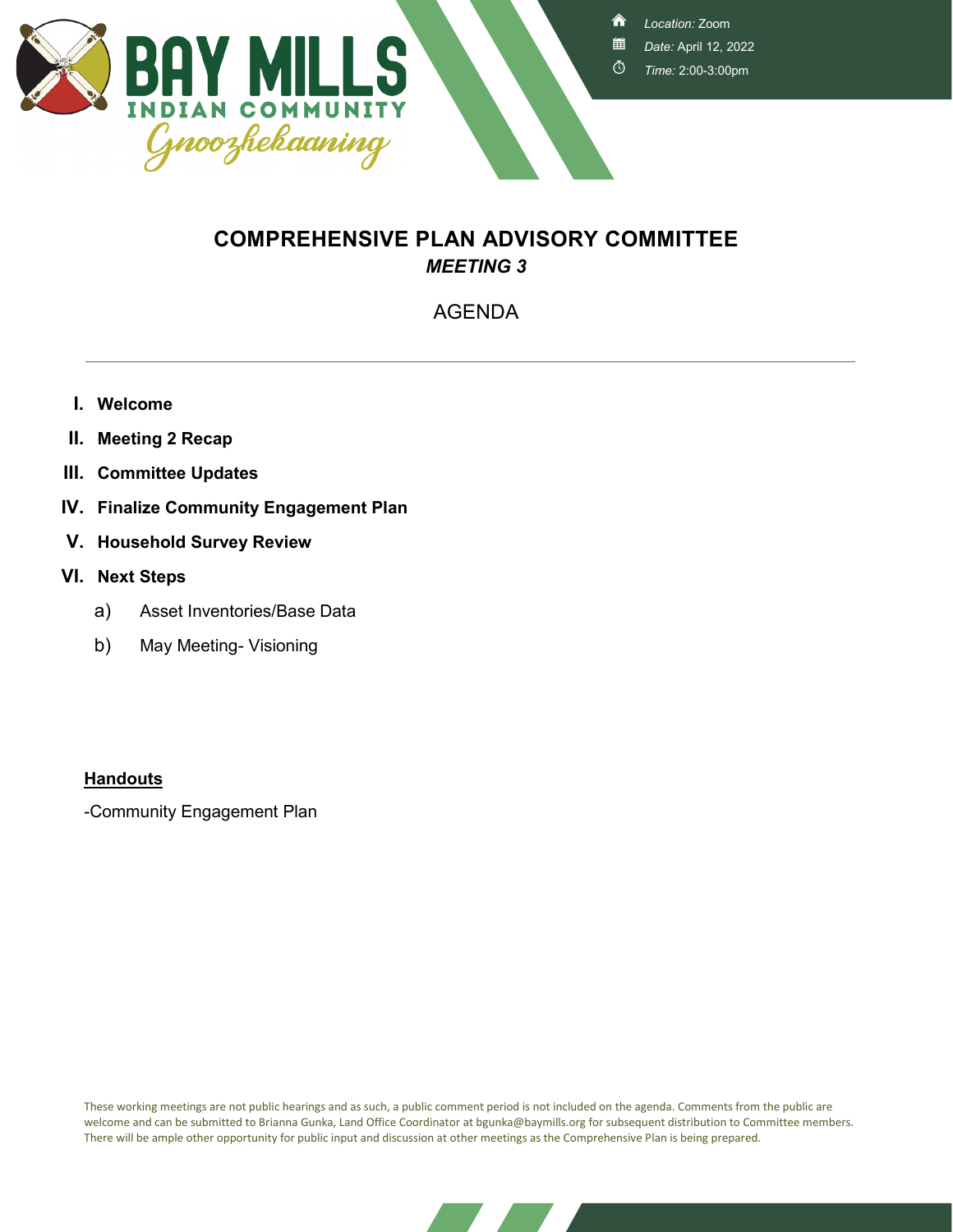BAY MILLS
INDIAN COMMUNITY
Gnoozhekaaning

*Location:* Zoom
*Date:* April 12, 2022
*Time:* 2:00-3:00pm

# COMPREHENSIVE PLAN ADVISORY COMMITTEE

## *MEETING 3*

AGENDA

---

I. **Welcome**
II. **Meeting 2 Recap**
III. **Committee Updates**
IV. **Finalize Community Engagement Plan**
V. **Household Survey Review**
VI. **Next Steps**
   a) Asset Inventories/Base Data
   b) May Meeting- Visioning

**Handouts**

-Community Engagement Plan

These working meetings are not public hearings and as such, a public comment period is not included on the agenda. Comments from the public are welcome and can be submitted to Brianna Gunka, Land Office Coordinator at bgunka@baymills.org for subsequent distribution to Committee members. There will be ample other opportunity for public input and discussion at other meetings as the Comprehensive Plan is being prepared.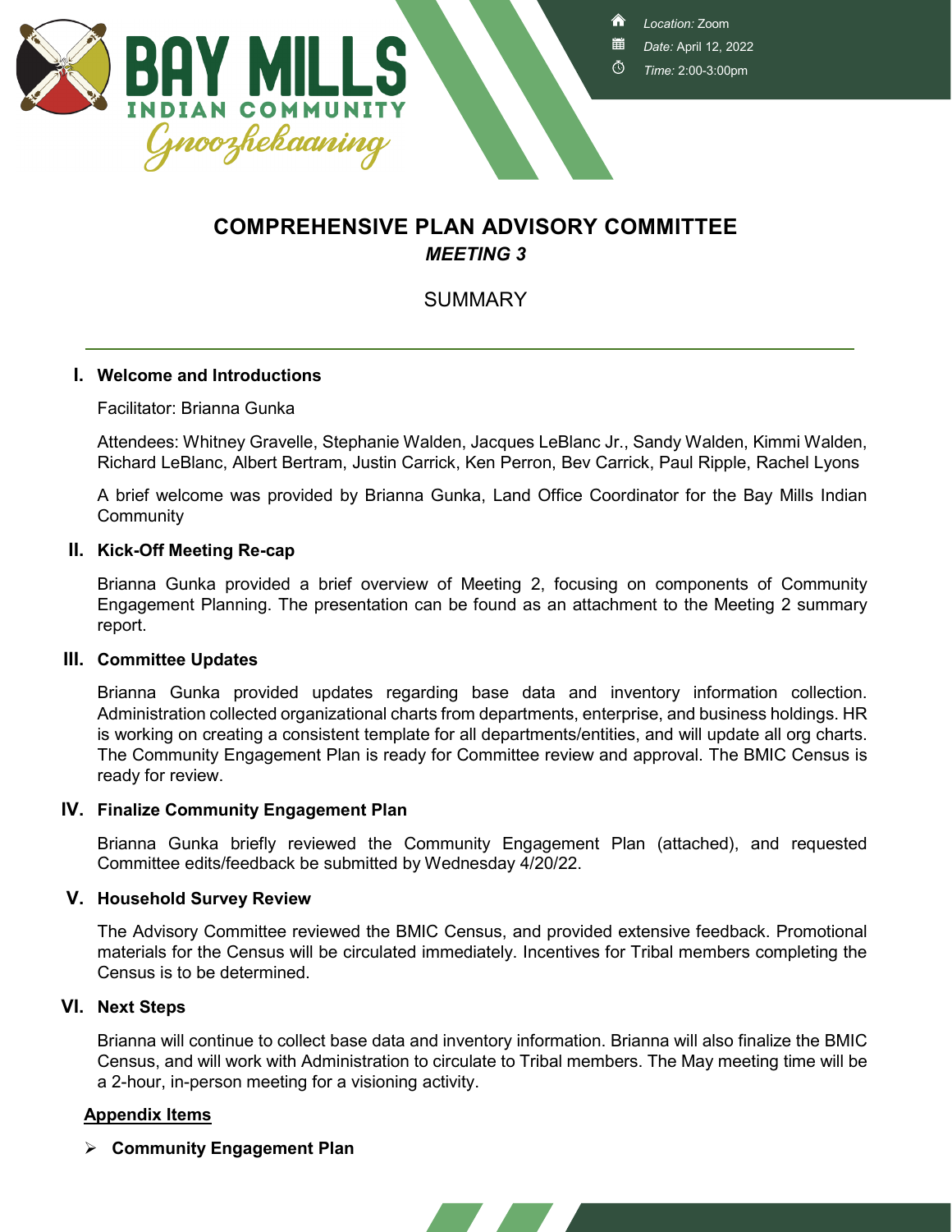Location: Zoom
Date: April 12, 2022
Time: 2:00-3:00pm

# COMPREHENSIVE PLAN ADVISORY COMMITTEE
## *MEETING 3*

SUMMARY

### I. Welcome and Introductions

Facilitator: Brianna Gunka

Attendees: Whitney Gravelle, Stephanie Walden, Jacques LeBlanc Jr., Sandy Walden, Kimmi Walden, Richard LeBlanc, Albert Bertram, Justin Carrick, Ken Perron, Bev Carrick, Paul Ripple, Rachel Lyons

A brief welcome was provided by Brianna Gunka, Land Office Coordinator for the Bay Mills Indian Community

### II. Kick-Off Meeting Re-cap

Brianna Gunka provided a brief overview of Meeting 2, focusing on components of Community Engagement Planning. The presentation can be found as an attachment to the Meeting 2 summary report.

### III. Committee Updates

Brianna Gunka provided updates regarding base data and inventory information collection. Administration collected organizational charts from departments, enterprise, and business holdings. HR is working on creating a consistent template for all departments/entities, and will update all org charts. The Community Engagement Plan is ready for Committee review and approval. The BMIC Census is ready for review.

### IV. Finalize Community Engagement Plan

Brianna Gunka briefly reviewed the Community Engagement Plan (attached), and requested Committee edits/feedback be submitted by Wednesday 4/20/22.

### V. Household Survey Review

The Advisory Committee reviewed the BMIC Census, and provided extensive feedback. Promotional materials for the Census will be circulated immediately. Incentives for Tribal members completing the Census is to be determined.

### VI. Next Steps

Brianna will continue to collect base data and inventory information. Brianna will also finalize the BMIC Census, and will work with Administration to circulate to Tribal members. The May meeting time will be a 2-hour, in-person meeting for a visioning activity.

**Appendix Items**

- **Community Engagement Plan**